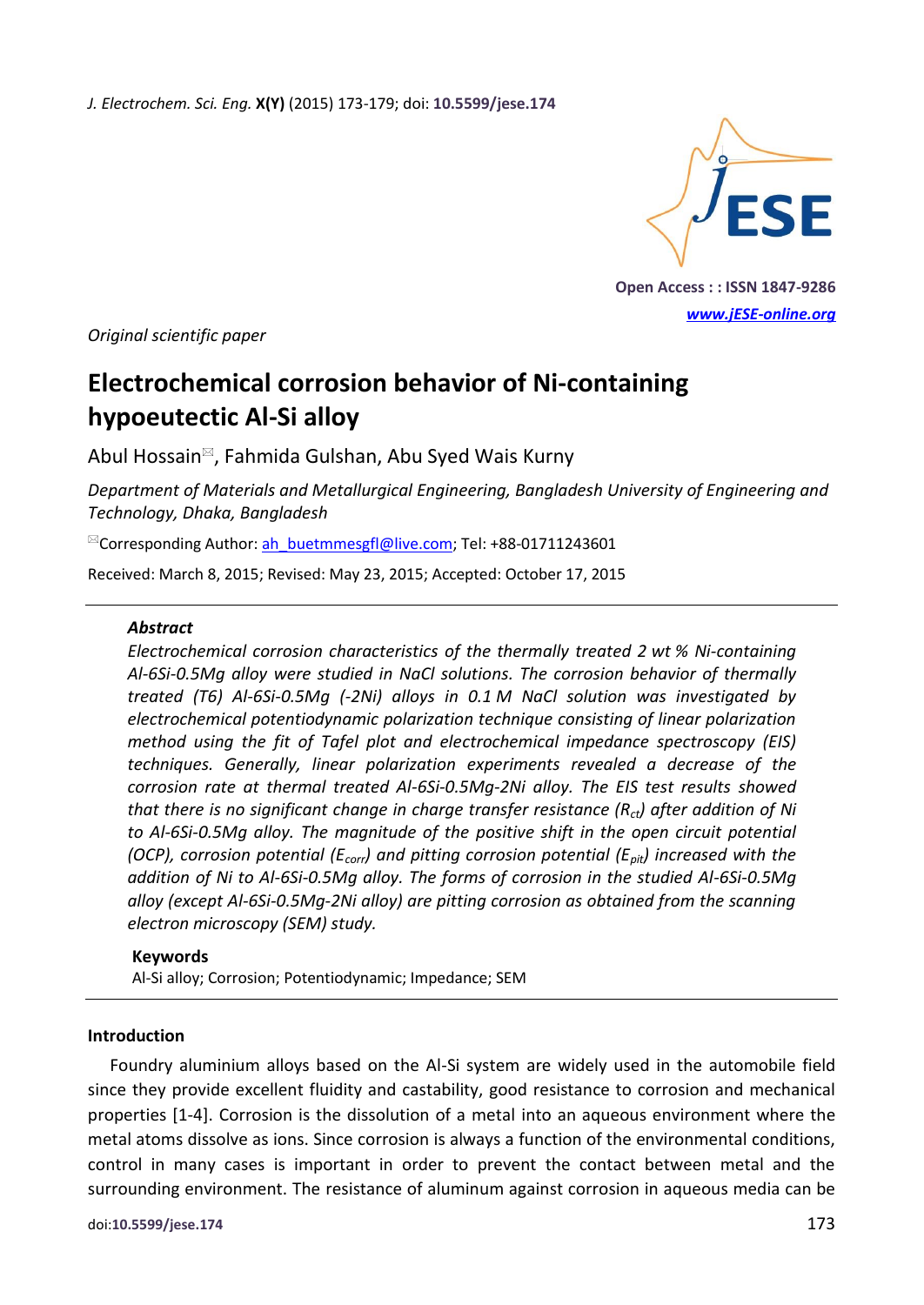*Original scientific paper*

# Electrochemical corrosion behavior of Ni-containing hypoeutectic Al-Si alloy

Abul Hossain, Fahmida Gulshan, Abu Syed Wais Kurny

*Department of Materials and Metallurgical Engineering, Bangladesh University of Engineering and Technology, Dhaka, Bangladesh*

Corresponding Author: ah_buetmmesgfl@live.com; Tel: +88-01711243601

Received: March 8, 2015; Revised: May 23, 2015; Accepted: October 17, 2015

---

### Abstract

*Electrochemical corrosion characteristics of the thermally treated 2 wt % Ni-containing Al-6Si-0.5Mg alloy were studied in NaCl solutions. The corrosion behavior of thermally treated (T6) Al-6Si-0.5Mg (-2Ni) alloys in 0.1 M NaCl solution was investigated by electrochemical potentiodynamic polarization technique consisting of linear polarization method using the fit of Tafel plot and electrochemical impedance spectroscopy (EIS) techniques. Generally, linear polarization experiments revealed a decrease of the corrosion rate at thermal treated Al-6Si-0.5Mg-2Ni alloy. The EIS test results showed that there is no significant change in charge transfer resistance ($R_{ct}$) after addition of Ni to Al-6Si-0.5Mg alloy. The magnitude of the positive shift in the open circuit potential (OCP), corrosion potential ($E_{corr}$) and pitting corrosion potential ($E_{pit}$) increased with the addition of Ni to Al-6Si-0.5Mg alloy. The forms of corrosion in the studied Al-6Si-0.5Mg alloy (except Al-6Si-0.5Mg-2Ni alloy) are pitting corrosion as obtained from the scanning electron microscopy (SEM) study.*

### Keywords

Al-Si alloy; Corrosion; Potentiodynamic; Impedance; SEM

---

## Introduction

Foundry aluminium alloys based on the Al-Si system are widely used in the automobile field since they provide excellent fluidity and castability, good resistance to corrosion and mechanical properties [1-4]. Corrosion is the dissolution of a metal into an aqueous environment where the metal atoms dissolve as ions. Since corrosion is always a function of the environmental conditions, control in many cases is important in order to prevent the contact between metal and the surrounding environment. The resistance of aluminum against corrosion in aqueous media can be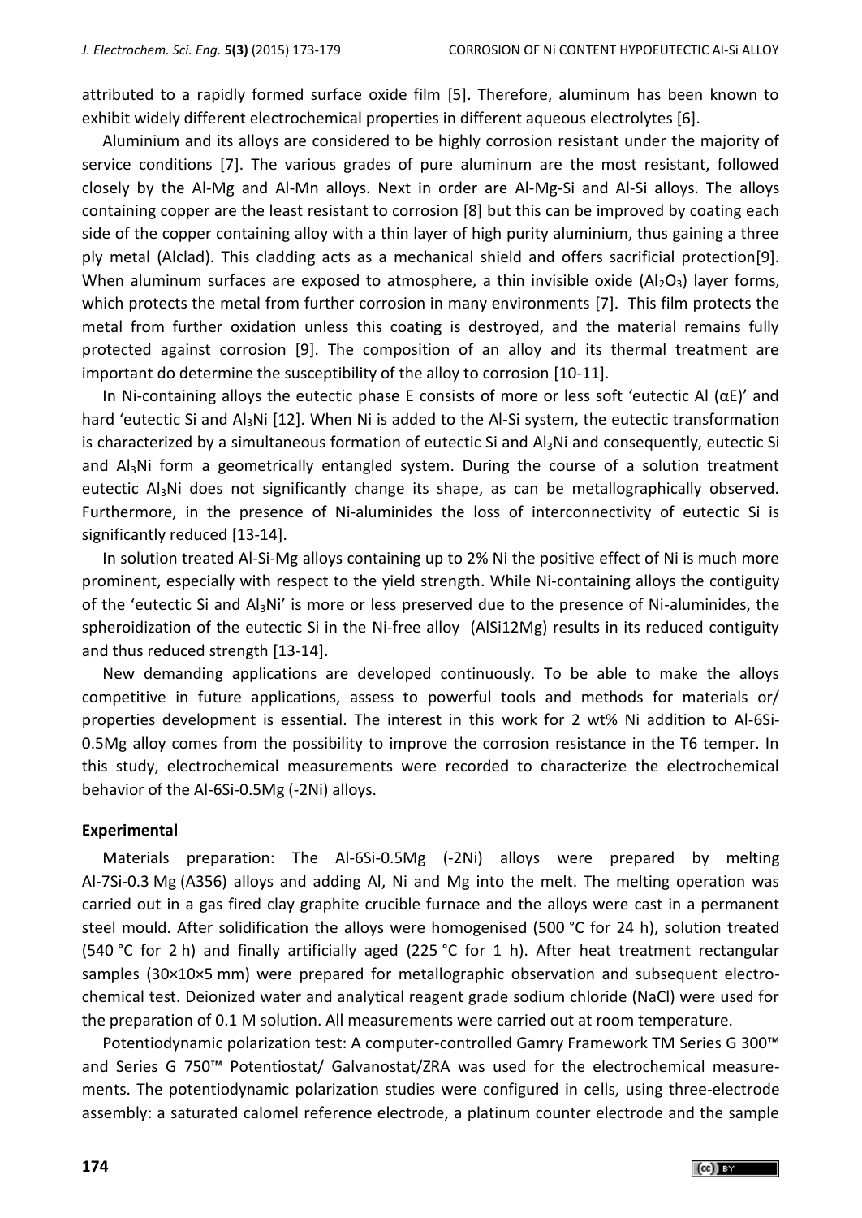attributed to a rapidly formed surface oxide film [5]. Therefore, aluminum has been known to exhibit widely different electrochemical properties in different aqueous electrolytes [6].

Aluminium and its alloys are considered to be highly corrosion resistant under the majority of service conditions [7]. The various grades of pure aluminum are the most resistant, followed closely by the Al-Mg and Al-Mn alloys. Next in order are Al-Mg-Si and Al-Si alloys. The alloys containing copper are the least resistant to corrosion [8] but this can be improved by coating each side of the copper containing alloy with a thin layer of high purity aluminium, thus gaining a three ply metal (Alclad). This cladding acts as a mechanical shield and offers sacrificial protection[9]. When aluminum surfaces are exposed to atmosphere, a thin invisible oxide ($Al_2O_3$) layer forms, which protects the metal from further corrosion in many environments [7]. This film protects the metal from further oxidation unless this coating is destroyed, and the material remains fully protected against corrosion [9]. The composition of an alloy and its thermal treatment are important do determine the susceptibility of the alloy to corrosion [10-11].

In Ni-containing alloys the eutectic phase E consists of more or less soft 'eutectic Al (αE)' and hard 'eutectic Si and $Al_3Ni$ [12]. When Ni is added to the Al-Si system, the eutectic transformation is characterized by a simultaneous formation of eutectic Si and $Al_3Ni$ and consequently, eutectic Si and $Al_3Ni$ form a geometrically entangled system. During the course of a solution treatment eutectic $Al_3Ni$ does not significantly change its shape, as can be metallographically observed. Furthermore, in the presence of Ni-aluminides the loss of interconnectivity of eutectic Si is significantly reduced [13-14].

In solution treated Al-Si-Mg alloys containing up to 2% Ni the positive effect of Ni is much more prominent, especially with respect to the yield strength. While Ni-containing alloys the contiguity of the 'eutectic Si and $Al_3Ni$' is more or less preserved due to the presence of Ni-aluminides, the spheroidization of the eutectic Si in the Ni-free alloy (AlSi12Mg) results in its reduced contiguity and thus reduced strength [13-14].

New demanding applications are developed continuously. To be able to make the alloys competitive in future applications, assess to powerful tools and methods for materials or/ properties development is essential. The interest in this work for 2 wt% Ni addition to Al-6Si-0.5Mg alloy comes from the possibility to improve the corrosion resistance in the T6 temper. In this study, electrochemical measurements were recorded to characterize the electrochemical behavior of the Al-6Si-0.5Mg (-2Ni) alloys.

## Experimental

Materials preparation: The Al-6Si-0.5Mg (-2Ni) alloys were prepared by melting Al-7Si-0.3 Mg (A356) alloys and adding Al, Ni and Mg into the melt. The melting operation was carried out in a gas fired clay graphite crucible furnace and the alloys were cast in a permanent steel mould. After solidification the alloys were homogenised (500 °C for 24 h), solution treated (540 °C for 2 h) and finally artificially aged (225 °C for 1 h). After heat treatment rectangular samples (30×10×5 mm) were prepared for metallographic observation and subsequent electrochemical test. Deionized water and analytical reagent grade sodium chloride (NaCl) were used for the preparation of 0.1 M solution. All measurements were carried out at room temperature.

Potentiodynamic polarization test: A computer-controlled Gamry Framework TM Series G 300™ and Series G 750™ Potentiostat/ Galvanostat/ZRA was used for the electrochemical measurements. The potentiodynamic polarization studies were configured in cells, using three-electrode assembly: a saturated calomel reference electrode, a platinum counter electrode and the sample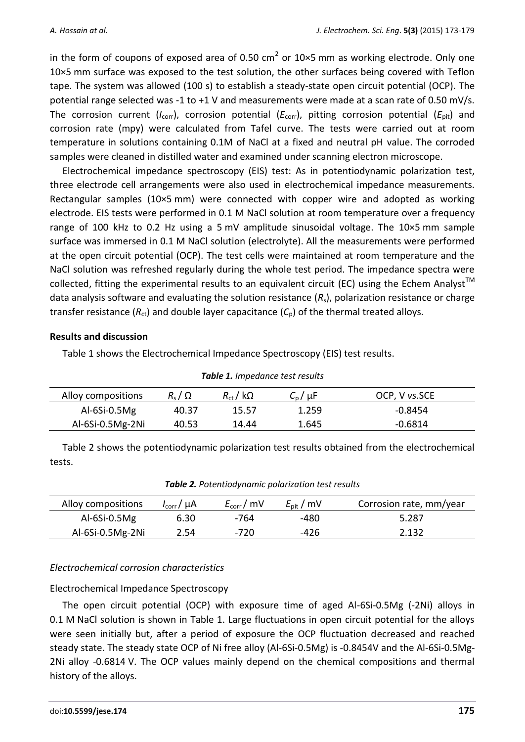in the form of coupons of exposed area of 0.50 $cm^2$ or 10×5 mm as working electrode. Only one 10×5 mm surface was exposed to the test solution, the other surfaces being covered with Teflon tape. The system was allowed (100 s) to establish a steady-state open circuit potential (OCP). The potential range selected was -1 to +1 V and measurements were made at a scan rate of 0.50 mV/s. The corrosion current ($I_{corr}$), corrosion potential ($E_{corr}$), pitting corrosion potential ($E_{pit}$) and corrosion rate (mpy) were calculated from Tafel curve. The tests were carried out at room temperature in solutions containing 0.1M of NaCl at a fixed and neutral pH value. The corroded samples were cleaned in distilled water and examined under scanning electron microscope.

Electrochemical impedance spectroscopy (EIS) test: As in potentiodynamic polarization test, three electrode cell arrangements were also used in electrochemical impedance measurements. Rectangular samples (10×5 mm) were connected with copper wire and adopted as working electrode. EIS tests were performed in 0.1 M NaCl solution at room temperature over a frequency range of 100 kHz to 0.2 Hz using a 5 mV amplitude sinusoidal voltage. The 10×5 mm sample surface was immersed in 0.1 M NaCl solution (electrolyte). All the measurements were performed at the open circuit potential (OCP). The test cells were maintained at room temperature and the NaCl solution was refreshed regularly during the whole test period. The impedance spectra were collected, fitting the experimental results to an equivalent circuit (EC) using the Echem Analyst™ data analysis software and evaluating the solution resistance ($R_s$), polarization resistance or charge transfer resistance ($R_{ct}$) and double layer capacitance ($C_p$) of the thermal treated alloys.

## Results and discussion

Table 1 shows the Electrochemical Impedance Spectroscopy (EIS) test results.

***Table 1.*** *Impedance test results*

| Alloy compositions | $R_s$ / Ω | $R_{ct}$ / kΩ | $C_p$ / μF | OCP, V *vs.*SCE |
|---|---|---|---|---|
| Al-6Si-0.5Mg | 40.37 | 15.57 | 1.259 | -0.8454 |
| Al-6Si-0.5Mg-2Ni | 40.53 | 14.44 | 1.645 | -0.6814 |

Table 2 shows the potentiodynamic polarization test results obtained from the electrochemical tests.

***Table 2.*** *Potentiodynamic polarization test results*

| Alloy compositions | $I_{corr}$ / μA | $E_{corr}$ / mV | $E_{pit}$ / mV | Corrosion rate, mm/year |
|---|---|---|---|---|
| Al-6Si-0.5Mg | 6.30 | -764 | -480 | 5.287 |
| Al-6Si-0.5Mg-2Ni | 2.54 | -720 | -426 | 2.132 |

### *Electrochemical corrosion characteristics*

#### Electrochemical Impedance Spectroscopy

The open circuit potential (OCP) with exposure time of aged Al-6Si-0.5Mg (-2Ni) alloys in 0.1 M NaCl solution is shown in Table 1. Large fluctuations in open circuit potential for the alloys were seen initially but, after a period of exposure the OCP fluctuation decreased and reached steady state. The steady state OCP of Ni free alloy (Al-6Si-0.5Mg) is -0.8454V and the Al-6Si-0.5Mg-2Ni alloy -0.6814 V. The OCP values mainly depend on the chemical compositions and thermal history of the alloys.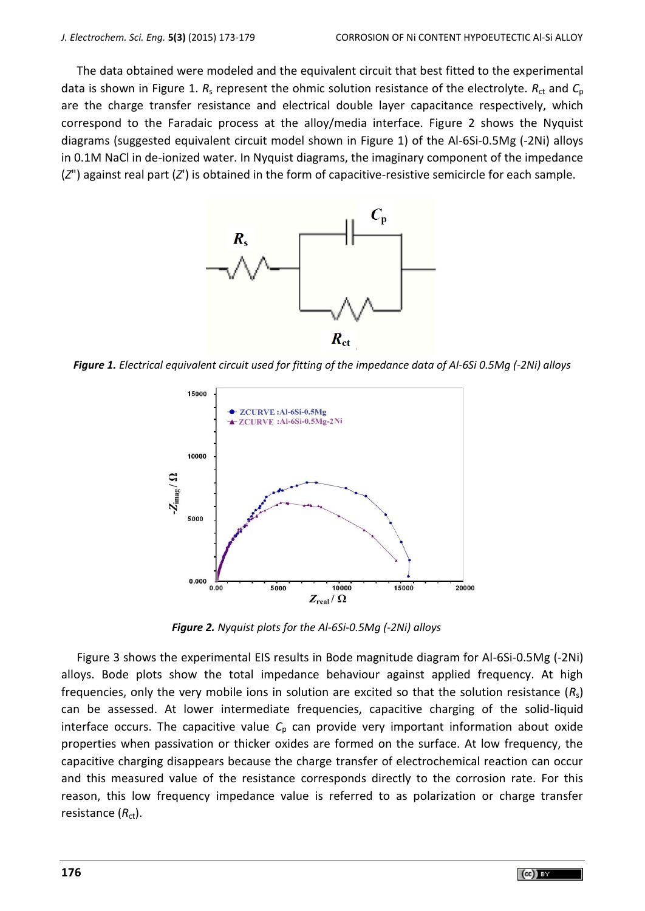The data obtained were modeled and the equivalent circuit that best fitted to the experimental data is shown in Figure 1. $R_s$ represent the ohmic solution resistance of the electrolyte. $R_{ct}$ and $C_p$ are the charge transfer resistance and electrical double layer capacitance respectively, which correspond to the Faradaic process at the alloy/media interface. Figure 2 shows the Nyquist diagrams (suggested equivalent circuit model shown in Figure 1) of the Al-6Si-0.5Mg (-2Ni) alloys in 0.1M NaCl in de-ionized water. In Nyquist diagrams, the imaginary component of the impedance ($Z''$) against real part ($Z'$) is obtained in the form of capacitive-resistive semicircle for each sample.

***Figure 1.*** *Electrical equivalent circuit used for fitting of the impedance data of Al-6Si 0.5Mg (-2Ni) alloys*

***Figure 2.*** *Nyquist plots for the Al-6Si-0.5Mg (-2Ni) alloys*

Figure 3 shows the experimental EIS results in Bode magnitude diagram for Al-6Si-0.5Mg (-2Ni) alloys. Bode plots show the total impedance behaviour against applied frequency. At high frequencies, only the very mobile ions in solution are excited so that the solution resistance ($R_s$) can be assessed. At lower intermediate frequencies, capacitive charging of the solid-liquid interface occurs. The capacitive value $C_p$ can provide very important information about oxide properties when passivation or thicker oxides are formed on the surface. At low frequency, the capacitive charging disappears because the charge transfer of electrochemical reaction can occur and this measured value of the resistance corresponds directly to the corrosion rate. For this reason, this low frequency impedance value is referred to as polarization or charge transfer resistance ($R_{ct}$).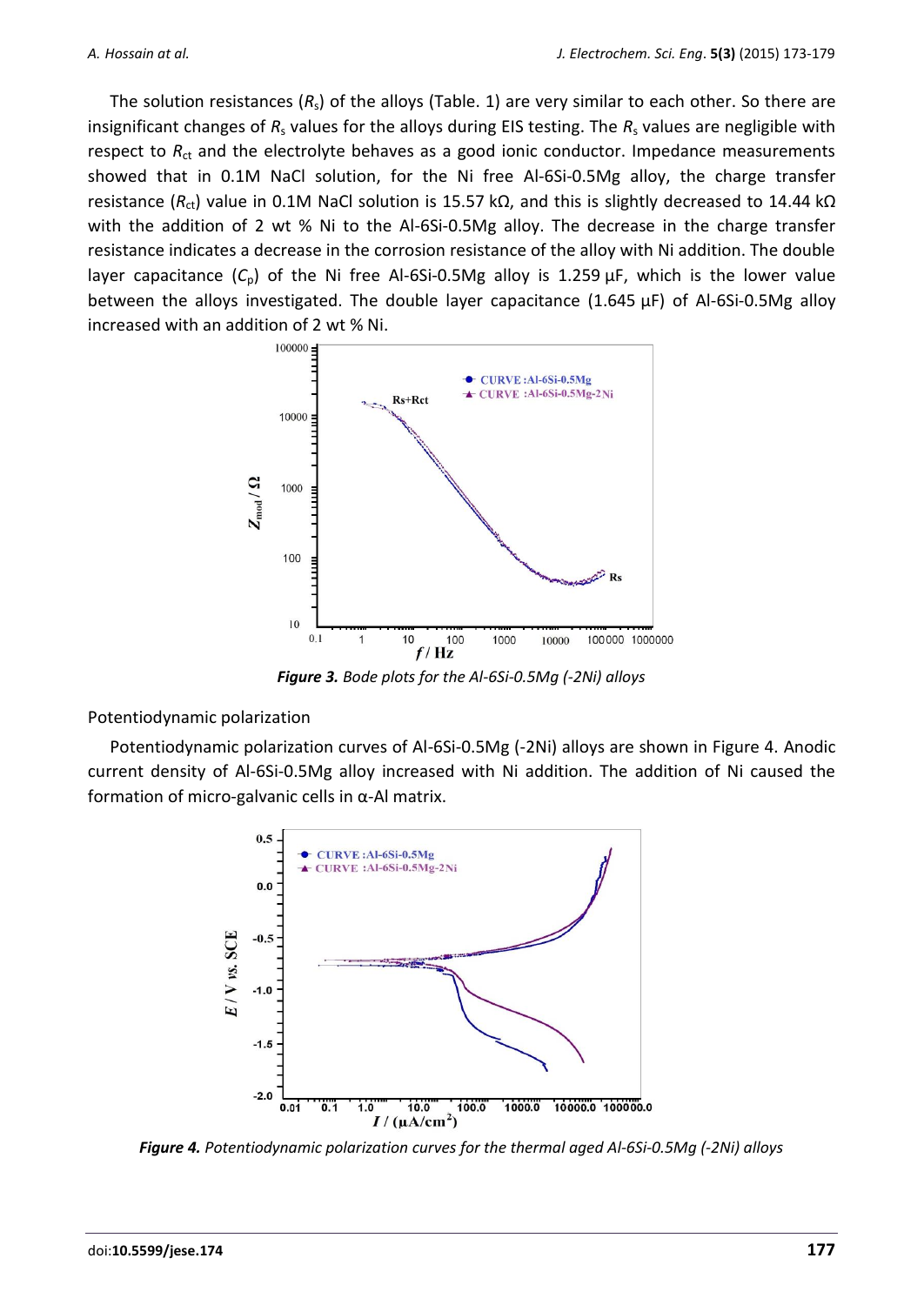The solution resistances ($R_s$) of the alloys (Table. 1) are very similar to each other. So there are insignificant changes of $R_s$ values for the alloys during EIS testing. The $R_s$ values are negligible with respect to $R_{ct}$ and the electrolyte behaves as a good ionic conductor. Impedance measurements showed that in 0.1M NaCl solution, for the Ni free Al-6Si-0.5Mg alloy, the charge transfer resistance ($R_{ct}$) value in 0.1M NaCl solution is 15.57 kΩ, and this is slightly decreased to 14.44 kΩ with the addition of 2 wt % Ni to the Al-6Si-0.5Mg alloy. The decrease in the charge transfer resistance indicates a decrease in the corrosion resistance of the alloy with Ni addition. The double layer capacitance ($C_p$) of the Ni free Al-6Si-0.5Mg alloy is 1.259 µF, which is the lower value between the alloys investigated. The double layer capacitance (1.645 µF) of Al-6Si-0.5Mg alloy increased with an addition of 2 wt % Ni.

***Figure 3.*** *Bode plots for the Al-6Si-0.5Mg (-2Ni) alloys*

Potentiodynamic polarization

Potentiodynamic polarization curves of Al-6Si-0.5Mg (-2Ni) alloys are shown in Figure 4. Anodic current density of Al-6Si-0.5Mg alloy increased with Ni addition. The addition of Ni caused the formation of micro-galvanic cells in α-Al matrix.

***Figure 4.*** *Potentiodynamic polarization curves for the thermal aged Al-6Si-0.5Mg (-2Ni) alloys*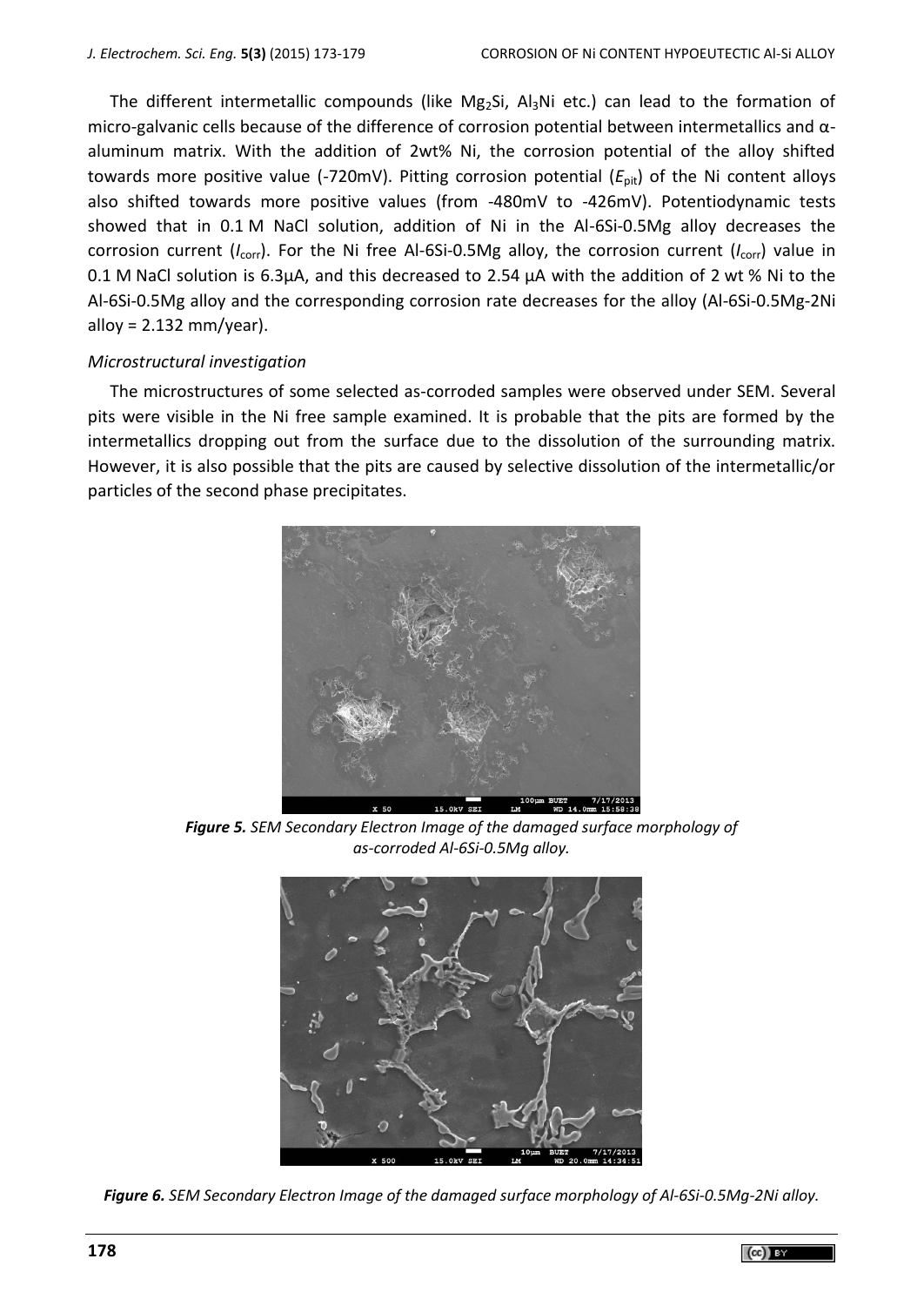The different intermetallic compounds (like $Mg_2Si$, $Al_3Ni$ etc.) can lead to the formation of micro-galvanic cells because of the difference of corrosion potential between intermetallics and α-aluminum matrix. With the addition of 2wt% Ni, the corrosion potential of the alloy shifted towards more positive value (-720mV). Pitting corrosion potential ($E_{pit}$) of the Ni content alloys also shifted towards more positive values (from -480mV to -426mV). Potentiodynamic tests showed that in 0.1 M NaCl solution, addition of Ni in the Al-6Si-0.5Mg alloy decreases the corrosion current ($I_{corr}$). For the Ni free Al-6Si-0.5Mg alloy, the corrosion current ($I_{corr}$) value in 0.1 M NaCl solution is 6.3μA, and this decreased to 2.54 μA with the addition of 2 wt % Ni to the Al-6Si-0.5Mg alloy and the corresponding corrosion rate decreases for the alloy (Al-6Si-0.5Mg-2Ni alloy = 2.132 mm/year).

### *Microstructural investigation*

The microstructures of some selected as-corroded samples were observed under SEM. Several pits were visible in the Ni free sample examined. It is probable that the pits are formed by the intermetallics dropping out from the surface due to the dissolution of the surrounding matrix. However, it is also possible that the pits are caused by selective dissolution of the intermetallic/or particles of the second phase precipitates.

***Figure 5.*** *SEM Secondary Electron Image of the damaged surface morphology of as-corroded Al-6Si-0.5Mg alloy.*

***Figure 6.*** *SEM Secondary Electron Image of the damaged surface morphology of Al-6Si-0.5Mg-2Ni alloy.*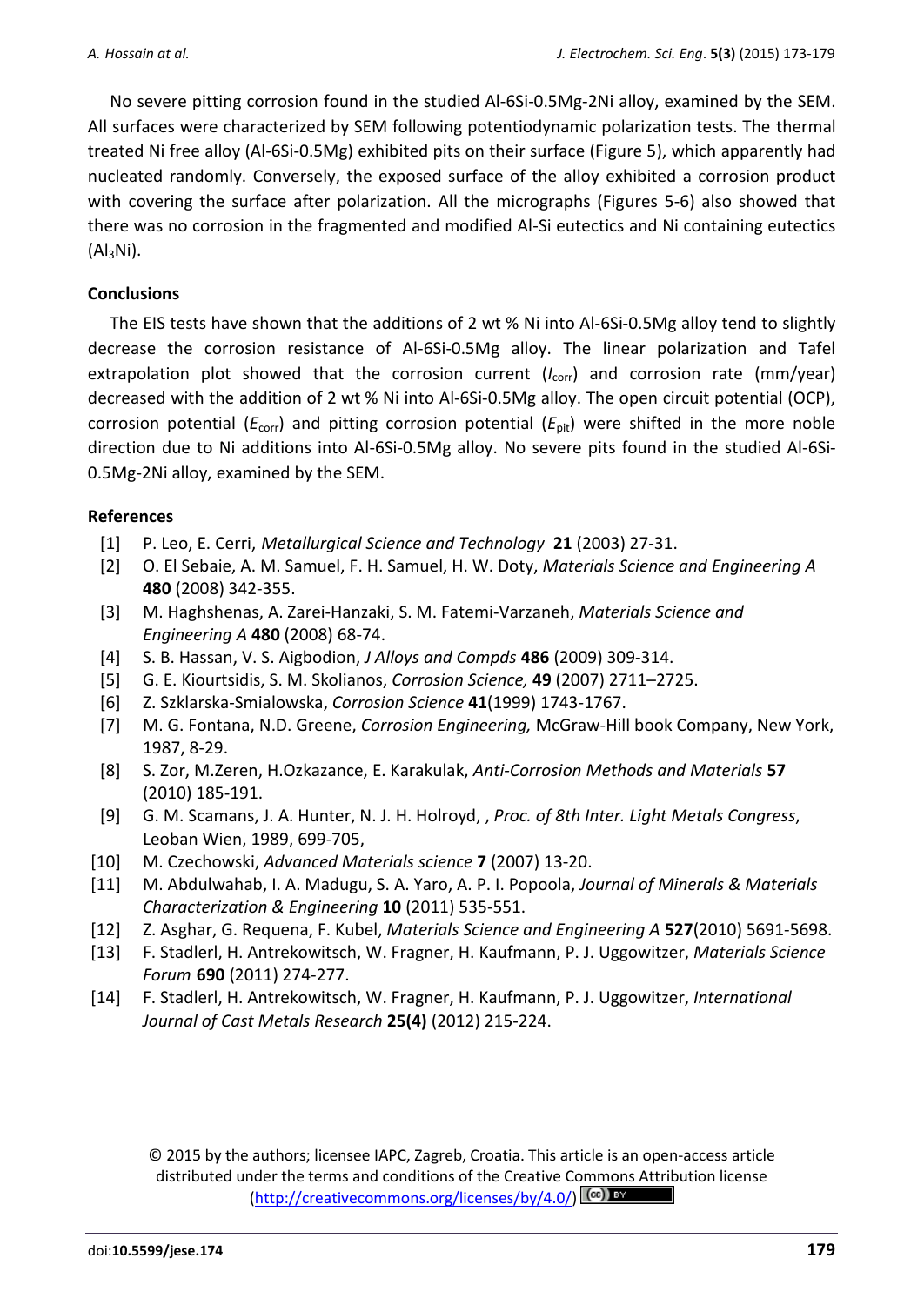No severe pitting corrosion found in the studied Al-6Si-0.5Mg-2Ni alloy, examined by the SEM. All surfaces were characterized by SEM following potentiodynamic polarization tests. The thermal treated Ni free alloy (Al-6Si-0.5Mg) exhibited pits on their surface (Figure 5), which apparently had nucleated randomly. Conversely, the exposed surface of the alloy exhibited a corrosion product with covering the surface after polarization. All the micrographs (Figures 5-6) also showed that there was no corrosion in the fragmented and modified Al-Si eutectics and Ni containing eutectics ($Al_3Ni$).

## Conclusions

The EIS tests have shown that the additions of 2 wt % Ni into Al-6Si-0.5Mg alloy tend to slightly decrease the corrosion resistance of Al-6Si-0.5Mg alloy. The linear polarization and Tafel extrapolation plot showed that the corrosion current ($I_{corr}$) and corrosion rate (mm/year) decreased with the addition of 2 wt % Ni into Al-6Si-0.5Mg alloy. The open circuit potential (OCP), corrosion potential ($E_{corr}$) and pitting corrosion potential ($E_{pit}$) were shifted in the more noble direction due to Ni additions into Al-6Si-0.5Mg alloy. No severe pits found in the studied Al-6Si-0.5Mg-2Ni alloy, examined by the SEM.

## References

[1] P. Leo, E. Cerri, *Metallurgical Science and Technology* **21** (2003) 27-31.

[2] O. El Sebaie, A. M. Samuel, F. H. Samuel, H. W. Doty, *Materials Science and Engineering A* **480** (2008) 342-355.

[3] M. Haghshenas, A. Zarei-Hanzaki, S. M. Fatemi-Varzaneh, *Materials Science and Engineering A* **480** (2008) 68-74.

[4] S. B. Hassan, V. S. Aigbodion, *J Alloys and Compds* **486** (2009) 309-314.

[5] G. E. Kiourtsidis, S. M. Skolianos, *Corrosion Science,* **49** (2007) 2711–2725.

[6] Z. Szklarska-Smialowska, *Corrosion Science* **41**(1999) 1743-1767.

[7] M. G. Fontana, N.D. Greene, *Corrosion Engineering,* McGraw-Hill book Company, New York, 1987, 8-29.

[8] S. Zor, M.Zeren, H.Ozkazance, E. Karakulak, *Anti-Corrosion Methods and Materials* **57** (2010) 185-191.

[9] G. M. Scamans, J. A. Hunter, N. J. H. Holroyd, , *Proc. of 8th Inter. Light Metals Congress*, Leoban Wien, 1989, 699-705,

[10] M. Czechowski, *Advanced Materials science* **7** (2007) 13-20.

[11] M. Abdulwahab, I. A. Madugu, S. A. Yaro, A. P. I. Popoola, *Journal of Minerals & Materials Characterization & Engineering* **10** (2011) 535-551.

[12] Z. Asghar, G. Requena, F. Kubel, *Materials Science and Engineering A* **527**(2010) 5691-5698.

[13] F. Stadlerl, H. Antrekowitsch, W. Fragner, H. Kaufmann, P. J. Uggowitzer, *Materials Science Forum* **690** (2011) 274-277.

[14] F. Stadlerl, H. Antrekowitsch, W. Fragner, H. Kaufmann, P. J. Uggowitzer, *International Journal of Cast Metals Research* **25(4)** (2012) 215-224.

© 2015 by the authors; licensee IAPC, Zagreb, Croatia. This article is an open-access article distributed under the terms and conditions of the Creative Commons Attribution license (http://creativecommons.org/licenses/by/4.0/)